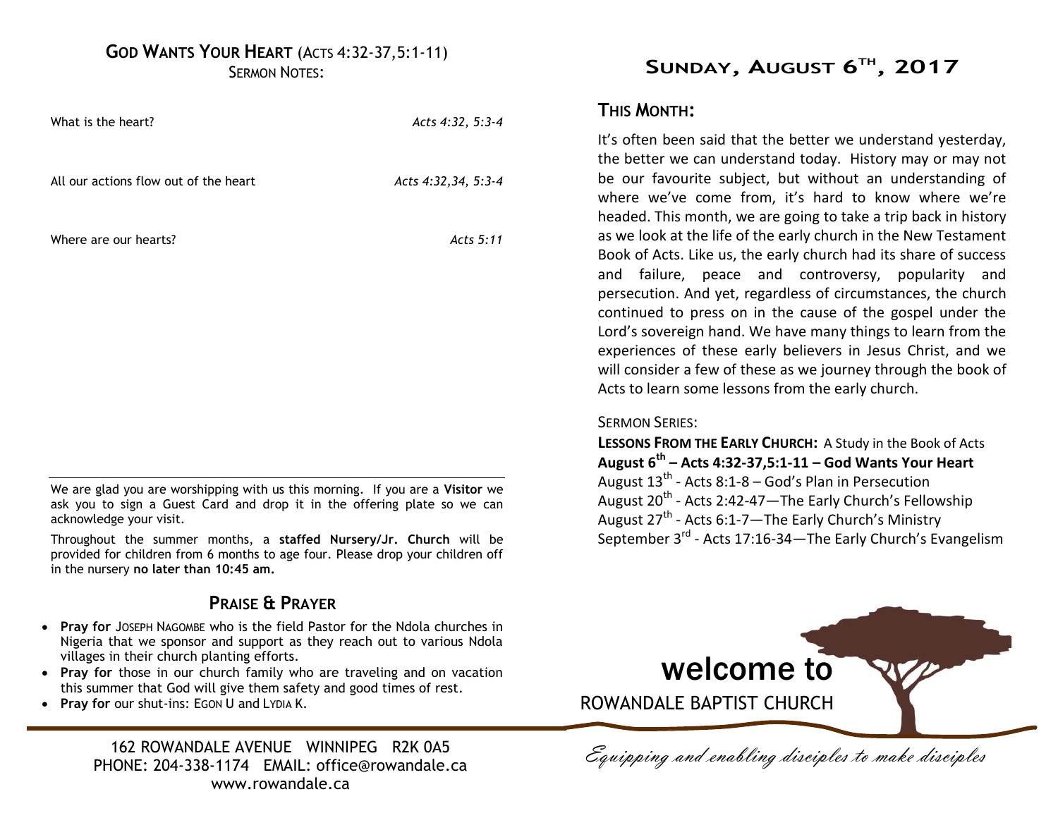## GOD WANTS YOUR HEART (ACTS 4:32-37,5:1-11)

SERMON NOTES:

What is the heart? *Acts 4:32, 5:3-4*

All our actions flow out of the heart *Acts 4:32,34, 5:3-4*

Where are our hearts? *Acts 5:11*

---

We are glad you are worshipping with us this morning. If you are a **Visitor** we ask you to sign a Guest Card and drop it in the offering plate so we can acknowledge your visit.

Throughout the summer months, a **staffed Nursery/Jr. Church** will be provided for children from 6 months to age four. Please drop your children off in the nursery **no later than 10:45 am.**

## PRAISE & PRAYER

- **Pray for** JOSEPH NAGOMBE who is the field Pastor for the Ndola churches in Nigeria that we sponsor and support as they reach out to various Ndola villages in their church planting efforts.
- **Pray for** those in our church family who are traveling and on vacation this summer that God will give them safety and good times of rest.
- **Pray for** our shut-ins: EGON U and LYDIA K.

162 ROWANDALE AVENUE WINNIPEG R2K 0A5
PHONE: 204-338-1174 EMAIL: office@rowandale.ca
www.rowandale.ca

# SUNDAY, AUGUST 6TH, 2017

## THIS MONTH:

It's often been said that the better we understand yesterday, the better we can understand today. History may or may not be our favourite subject, but without an understanding of where we've come from, it's hard to know where we're headed. This month, we are going to take a trip back in history as we look at the life of the early church in the New Testament Book of Acts. Like us, the early church had its share of success and failure, peace and controversy, popularity and persecution. And yet, regardless of circumstances, the church continued to press on in the cause of the gospel under the Lord's sovereign hand. We have many things to learn from the experiences of these early believers in Jesus Christ, and we will consider a few of these as we journey through the book of Acts to learn some lessons from the early church.

SERMON SERIES:

**LESSONS FROM THE EARLY CHURCH:** A Study in the Book of Acts

**August 6th – Acts 4:32-37,5:1-11 – God Wants Your Heart**

August 13th - Acts 8:1-8 – God's Plan in Persecution

August 20th - Acts 2:42-47—The Early Church's Fellowship

August 27th - Acts 6:1-7—The Early Church's Ministry

September 3rd - Acts 17:16-34—The Early Church's Evangelism

**welcome to**

ROWANDALE BAPTIST CHURCH

*Equipping and enabling disciples to make disciples*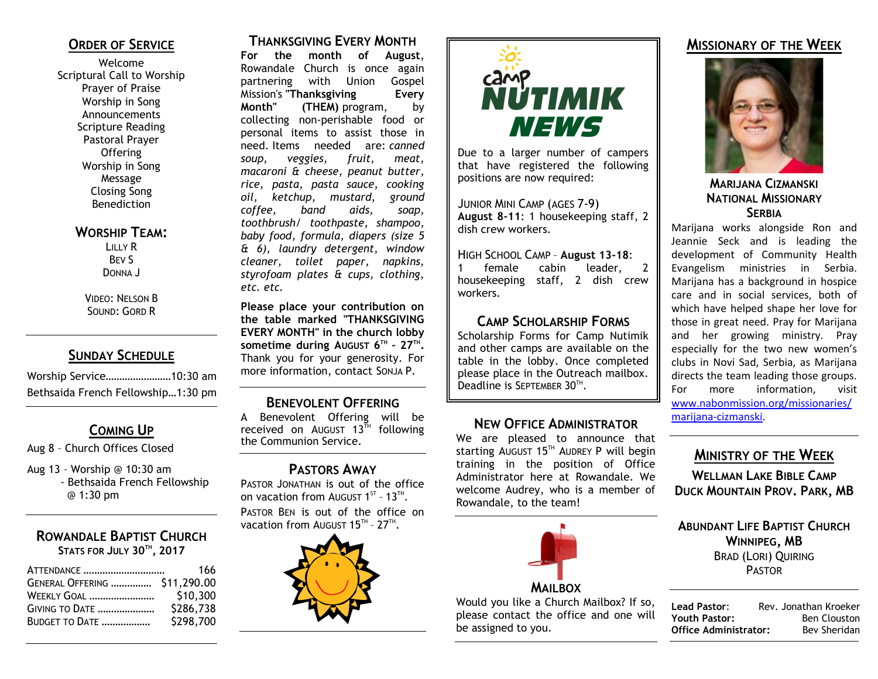## Order of Service

Welcome
Scriptural Call to Worship
Prayer of Praise
Worship in Song
Announcements
Scripture Reading
Pastoral Prayer
Offering
Worship in Song
Message
Closing Song
Benediction

## Worship Team:

Lilly R
Bev S
Donna J

Video: Nelson B
Sound: Gord R

## Sunday Schedule

Worship Service……………………10:30 am
Bethsaida French Fellowship…1:30 pm

## Coming Up

Aug 8 – Church Offices Closed

Aug 13 – Worship @ 10:30 am
- Bethsaida French Fellowship @ 1:30 pm

## Rowandale Baptist Church

**Stats for July 30th, 2017**

| | |
|---|---|
| Attendance ……………………… | 166 |
| General Offering …………… | $11,290.00 |
| Weekly Goal …………………… | $10,300 |
| Giving to Date ………………… | $286,738 |
| Budget to Date ……………… | $298,700 |

## Thanksgiving Every Month

**For the month of August**, Rowandale Church is once again partnering with Union Gospel Mission's **"Thanksgiving Every Month" (THEM)** program, by collecting non-perishable food or personal items to assist those in need. Items needed are: *canned soup, veggies, fruit, meat, macaroni & cheese, peanut butter, rice, pasta, pasta sauce, cooking oil, ketchup, mustard, ground coffee, band aids, soap, toothbrush/ toothpaste, shampoo, baby food, formula, diapers (size 5 & 6), laundry detergent, window cleaner, toilet paper, napkins, styrofoam plates & cups, clothing, etc. etc.*

**Please place your contribution on the table marked "THANKSGIVING EVERY MONTH" in the church lobby sometime during August 6th – 27th.** Thank you for your generosity. For more information, contact Sonja P.

## Benevolent Offering

A Benevolent Offering will be received on August 13th following the Communion Service.

## Pastors Away

Pastor Jonathan is out of the office on vacation from August 1st – 13th.

Pastor Ben is out of the office on vacation from August 15th – 27th.

## Camp Nutimik News

Due to a larger number of campers that have registered the following positions are now required:

Junior Mini Camp (ages 7-9)
**August 8-11**: 1 housekeeping staff, 2 dish crew workers.

High School Camp – **August 13-18**:
1 female cabin leader, 2 housekeeping staff, 2 dish crew workers.

### Camp Scholarship Forms

Scholarship Forms for Camp Nutimik and other camps are available on the table in the lobby. Once completed please place in the Outreach mailbox. Deadline is September 30th.

## New Office Administrator

We are pleased to announce that starting August 15th Audrey P will begin training in the position of Office Administrator here at Rowandale. We welcome Audrey, who is a member of Rowandale, to the team!

## Mailbox

Would you like a Church Mailbox? If so, please contact the office and one will be assigned to you.

## Missionary of the Week

**Marijana Cizmanski**
**National Missionary**
**Serbia**

Marijana works alongside Ron and Jeannie Seck and is leading the development of Community Health Evangelism ministries in Serbia. Marijana has a background in hospice care and in social services, both of which have helped shape her love for those in great need. Pray for Marijana and her growing ministry. Pray especially for the two new women's clubs in Novi Sad, Serbia, as Marijana directs the team leading those groups. For more information, visit www.nabonmission.org/missionaries/marijana-cizmanski.

## Ministry of the Week

**Wellman Lake Bible Camp**
**Duck Mountain Prov. Park, MB**

**Abundant Life Baptist Church**
**Winnipeg, MB**
Brad (Lori) Quiring
Pastor

**Lead Pastor:** Rev. Jonathan Kroeker
**Youth Pastor:** Ben Clouston
**Office Administrator:** Bev Sheridan